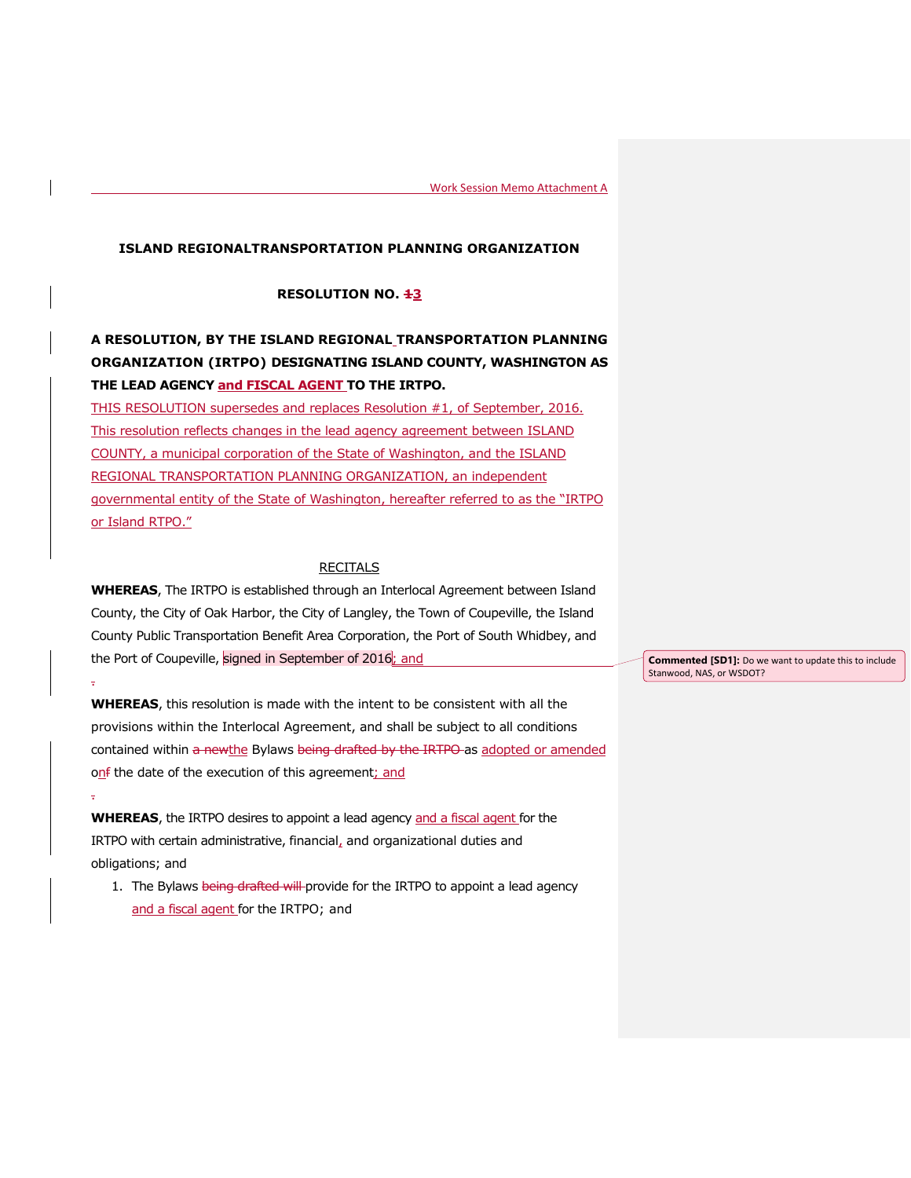# ISLAND REGIONALTRANSPORTATION PLANNING ORGANIZATION

## RESOLUTION NO. ~~1~~3

**A RESOLUTION, BY THE ISLAND REGIONAL TRANSPORTATION PLANNING ORGANIZATION (IRTPO) DESIGNATING ISLAND COUNTY, WASHINGTON AS THE LEAD AGENCY and FISCAL AGENT TO THE IRTPO.**

THIS RESOLUTION supersedes and replaces Resolution #1, of September, 2016. This resolution reflects changes in the lead agency agreement between ISLAND COUNTY, a municipal corporation of the State of Washington, and the ISLAND REGIONAL TRANSPORTATION PLANNING ORGANIZATION, an independent governmental entity of the State of Washington, hereafter referred to as the "IRTPO or Island RTPO."

RECITALS

**WHEREAS**, The IRTPO is established through an Interlocal Agreement between Island County, the City of Oak Harbor, the City of Langley, the Town of Coupeville, the Island County Public Transportation Benefit Area Corporation, the Port of South Whidbey, and the Port of Coupeville, signed in September of 2016; and

**Commented [SD1]:** Do we want to update this to include Stanwood, NAS, or WSDOT?

**WHEREAS**, this resolution is made with the intent to be consistent with all the provisions within the Interlocal Agreement, and shall be subject to all conditions contained within ~~a new~~the Bylaws ~~being drafted by the IRTPO~~ as adopted or amended on~~f~~ the date of the execution of this agreement; and

**WHEREAS**, the IRTPO desires to appoint a lead agency and a fiscal agent for the IRTPO with certain administrative, financial, and organizational duties and obligations; and

1. The Bylaws ~~being drafted will~~ provide for the IRTPO to appoint a lead agency and a fiscal agent for the IRTPO; and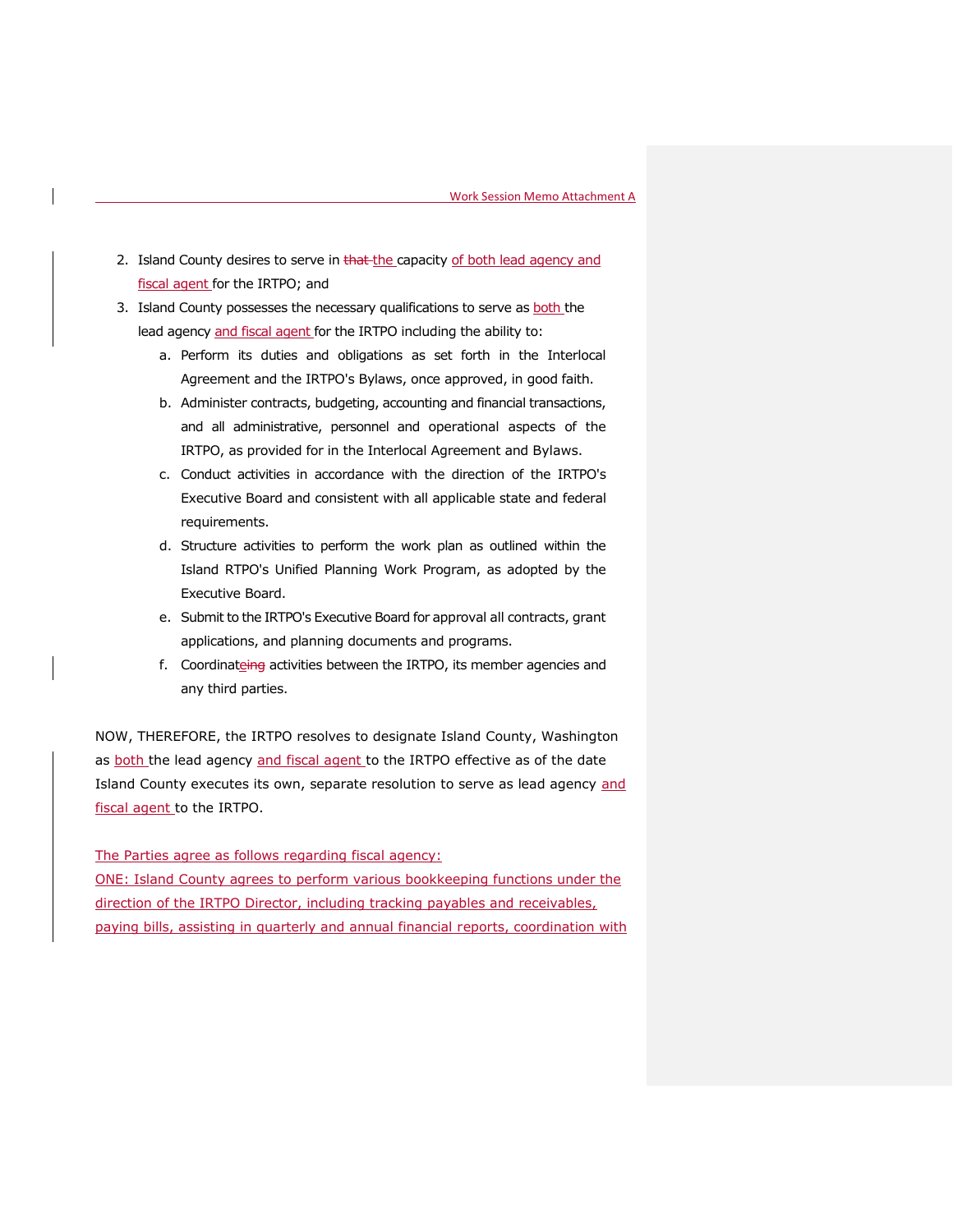2. Island County desires to serve in ~~that~~ the capacity of both lead agency and fiscal agent for the IRTPO; and
3. Island County possesses the necessary qualifications to serve as both the lead agency and fiscal agent for the IRTPO including the ability to:
    a. Perform its duties and obligations as set forth in the Interlocal Agreement and the IRTPO's Bylaws, once approved, in good faith.
    b. Administer contracts, budgeting, accounting and financial transactions, and all administrative, personnel and operational aspects of the IRTPO, as provided for in the Interlocal Agreement and Bylaws.
    c. Conduct activities in accordance with the direction of the IRTPO's Executive Board and consistent with all applicable state and federal requirements.
    d. Structure activities to perform the work plan as outlined within the Island RTPO's Unified Planning Work Program, as adopted by the Executive Board.
    e. Submit to the IRTPO's Executive Board for approval all contracts, grant applications, and planning documents and programs.
    f. Coordinate~~ing~~ activities between the IRTPO, its member agencies and any third parties.

NOW, THEREFORE, the IRTPO resolves to designate Island County, Washington as both the lead agency and fiscal agent to the IRTPO effective as of the date Island County executes its own, separate resolution to serve as lead agency and fiscal agent to the IRTPO.

The Parties agree as follows regarding fiscal agency:

ONE: Island County agrees to perform various bookkeeping functions under the direction of the IRTPO Director, including tracking payables and receivables, paying bills, assisting in quarterly and annual financial reports, coordination with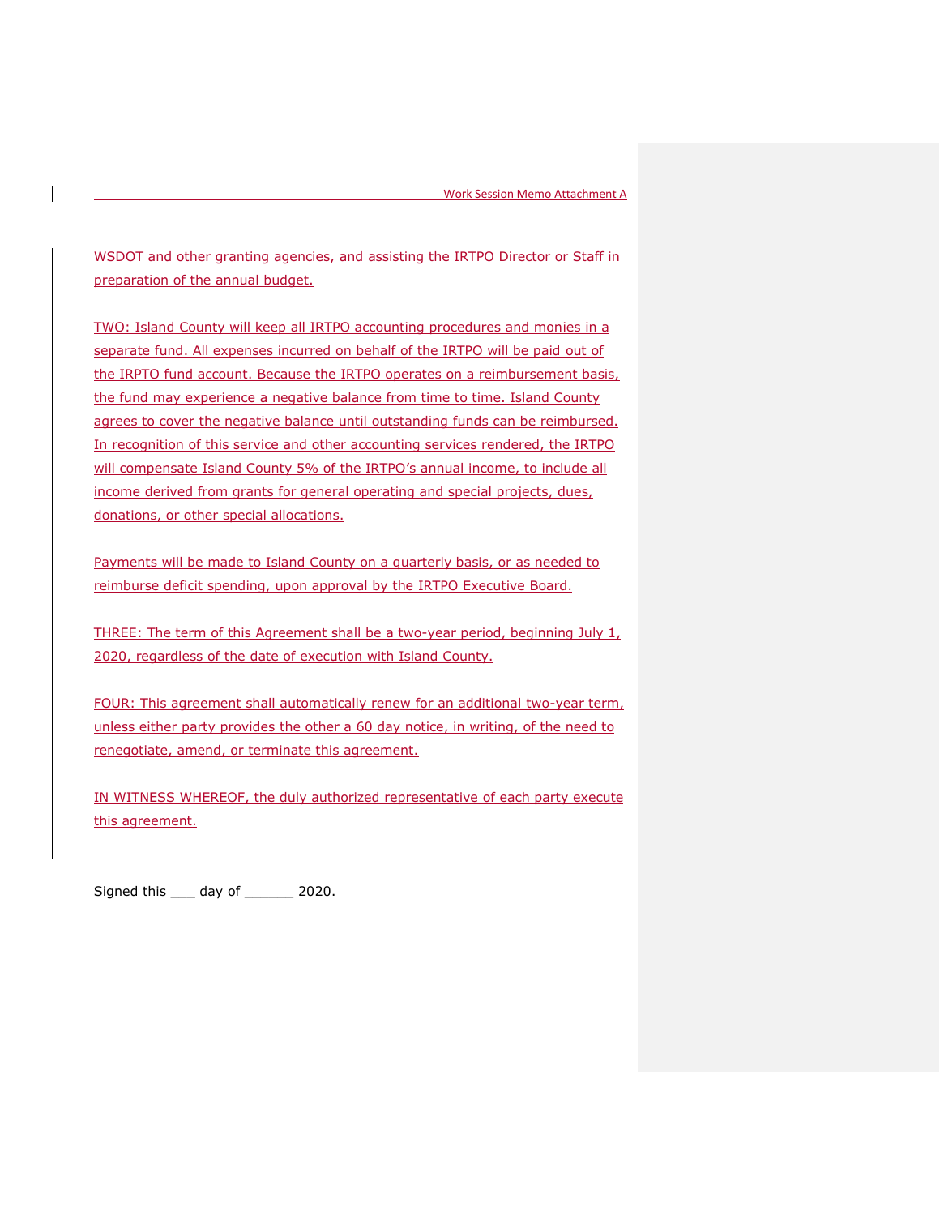WSDOT and other granting agencies, and assisting the IRTPO Director or Staff in preparation of the annual budget.

TWO: Island County will keep all IRTPO accounting procedures and monies in a separate fund. All expenses incurred on behalf of the IRTPO will be paid out of the IRPTO fund account. Because the IRTPO operates on a reimbursement basis, the fund may experience a negative balance from time to time. Island County agrees to cover the negative balance until outstanding funds can be reimbursed. In recognition of this service and other accounting services rendered, the IRTPO will compensate Island County 5% of the IRTPO's annual income, to include all income derived from grants for general operating and special projects, dues, donations, or other special allocations.

Payments will be made to Island County on a quarterly basis, or as needed to reimburse deficit spending, upon approval by the IRTPO Executive Board.

THREE: The term of this Agreement shall be a two-year period, beginning July 1, 2020, regardless of the date of execution with Island County.

FOUR: This agreement shall automatically renew for an additional two-year term, unless either party provides the other a 60 day notice, in writing, of the need to renegotiate, amend, or terminate this agreement.

IN WITNESS WHEREOF, the duly authorized representative of each party execute this agreement.

Signed this ___ day of ______ 2020.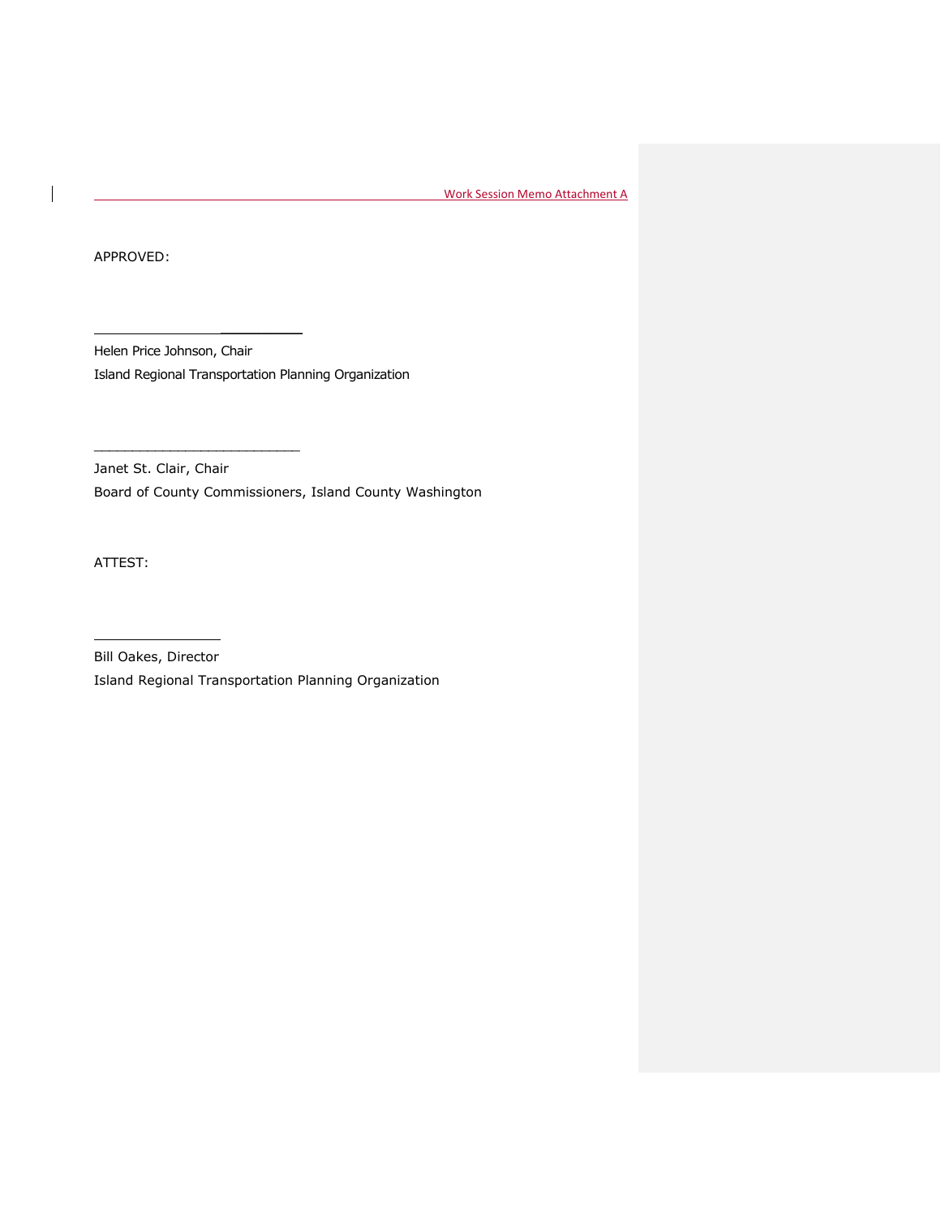Work Session Memo Attachment A

APPROVED:

\_\_\_\_\_\_\_\_\_\_\_\_\_\_\_\_\_\_\_\_\_\_\_\_\_\_

Helen Price Johnson, Chair
Island Regional Transportation Planning Organization

\_\_\_\_\_\_\_\_\_\_\_\_\_\_\_\_\_\_\_\_\_\_\_\_\_\_

Janet St. Clair, Chair
Board of County Commissioners, Island County Washington

ATTEST:

\_\_\_\_\_\_\_\_\_\_\_\_\_\_\_\_

Bill Oakes, Director
Island Regional Transportation Planning Organization